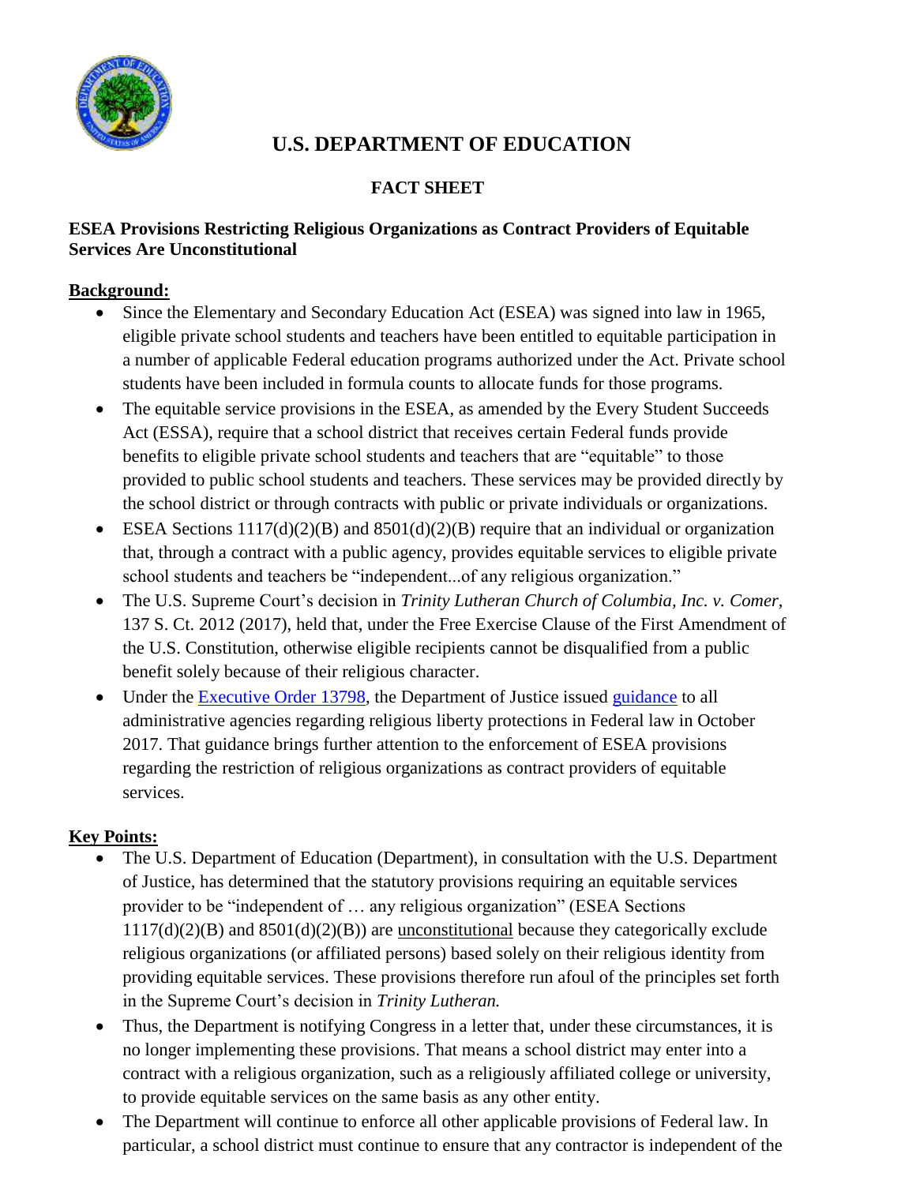# U.S. DEPARTMENT OF EDUCATION

## FACT SHEET

### ESEA Provisions Restricting Religious Organizations as Contract Providers of Equitable Services Are Unconstitutional

**Background:**

- Since the Elementary and Secondary Education Act (ESEA) was signed into law in 1965, eligible private school students and teachers have been entitled to equitable participation in a number of applicable Federal education programs authorized under the Act. Private school students have been included in formula counts to allocate funds for those programs.
- The equitable service provisions in the ESEA, as amended by the Every Student Succeeds Act (ESSA), require that a school district that receives certain Federal funds provide benefits to eligible private school students and teachers that are "equitable" to those provided to public school students and teachers. These services may be provided directly by the school district or through contracts with public or private individuals or organizations.
- ESEA Sections 1117(d)(2)(B) and 8501(d)(2)(B) require that an individual or organization that, through a contract with a public agency, provides equitable services to eligible private school students and teachers be "independent...of any religious organization."
- The U.S. Supreme Court's decision in *Trinity Lutheran Church of Columbia, Inc. v. Comer*, 137 S. Ct. 2012 (2017), held that, under the Free Exercise Clause of the First Amendment of the U.S. Constitution, otherwise eligible recipients cannot be disqualified from a public benefit solely because of their religious character.
- Under the Executive Order 13798, the Department of Justice issued guidance to all administrative agencies regarding religious liberty protections in Federal law in October 2017. That guidance brings further attention to the enforcement of ESEA provisions regarding the restriction of religious organizations as contract providers of equitable services.

**Key Points:**

- The U.S. Department of Education (Department), in consultation with the U.S. Department of Justice, has determined that the statutory provisions requiring an equitable services provider to be "independent of … any religious organization" (ESEA Sections 1117(d)(2)(B) and 8501(d)(2)(B)) are unconstitutional because they categorically exclude religious organizations (or affiliated persons) based solely on their religious identity from providing equitable services. These provisions therefore run afoul of the principles set forth in the Supreme Court's decision in *Trinity Lutheran.*
- Thus, the Department is notifying Congress in a letter that, under these circumstances, it is no longer implementing these provisions. That means a school district may enter into a contract with a religious organization, such as a religiously affiliated college or university, to provide equitable services on the same basis as any other entity.
- The Department will continue to enforce all other applicable provisions of Federal law. In particular, a school district must continue to ensure that any contractor is independent of the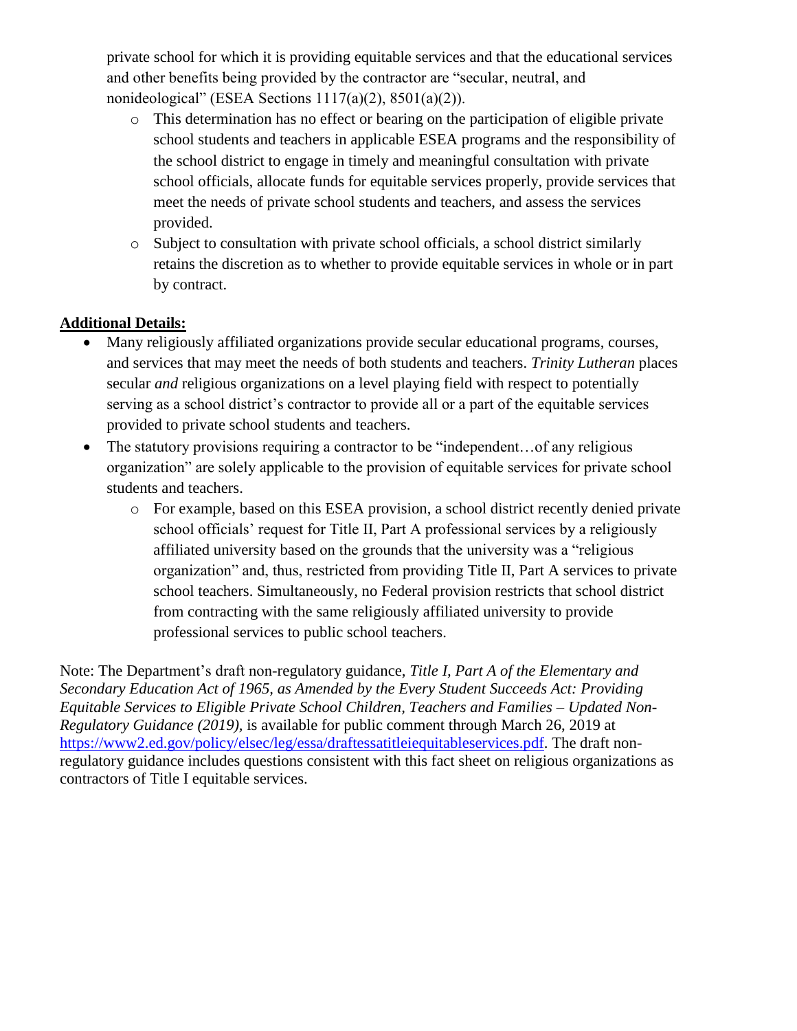private school for which it is providing equitable services and that the educational services and other benefits being provided by the contractor are "secular, neutral, and nonideological" (ESEA Sections 1117(a)(2), 8501(a)(2)).

  - This determination has no effect or bearing on the participation of eligible private school students and teachers in applicable ESEA programs and the responsibility of the school district to engage in timely and meaningful consultation with private school officials, allocate funds for equitable services properly, provide services that meet the needs of private school students and teachers, and assess the services provided.
  - Subject to consultation with private school officials, a school district similarly retains the discretion as to whether to provide equitable services in whole or in part by contract.

**Additional Details:**

- Many religiously affiliated organizations provide secular educational programs, courses, and services that may meet the needs of both students and teachers. *Trinity Lutheran* places secular *and* religious organizations on a level playing field with respect to potentially serving as a school district's contractor to provide all or a part of the equitable services provided to private school students and teachers.
- The statutory provisions requiring a contractor to be "independent…of any religious organization" are solely applicable to the provision of equitable services for private school students and teachers.
  - For example, based on this ESEA provision, a school district recently denied private school officials' request for Title II, Part A professional services by a religiously affiliated university based on the grounds that the university was a "religious organization" and, thus, restricted from providing Title II, Part A services to private school teachers. Simultaneously, no Federal provision restricts that school district from contracting with the same religiously affiliated university to provide professional services to public school teachers.

Note: The Department's draft non-regulatory guidance, *Title I, Part A of the Elementary and Secondary Education Act of 1965, as Amended by the Every Student Succeeds Act: Providing Equitable Services to Eligible Private School Children, Teachers and Families – Updated Non-Regulatory Guidance (2019),* is available for public comment through March 26, 2019 at [https://www2.ed.gov/policy/elsec/leg/essa/draftessatitleiequitableservices.pdf](https://www2.ed.gov/policy/elsec/leg/essa/draftessatitleiequitableservices.pdf). The draft non-regulatory guidance includes questions consistent with this fact sheet on religious organizations as contractors of Title I equitable services.